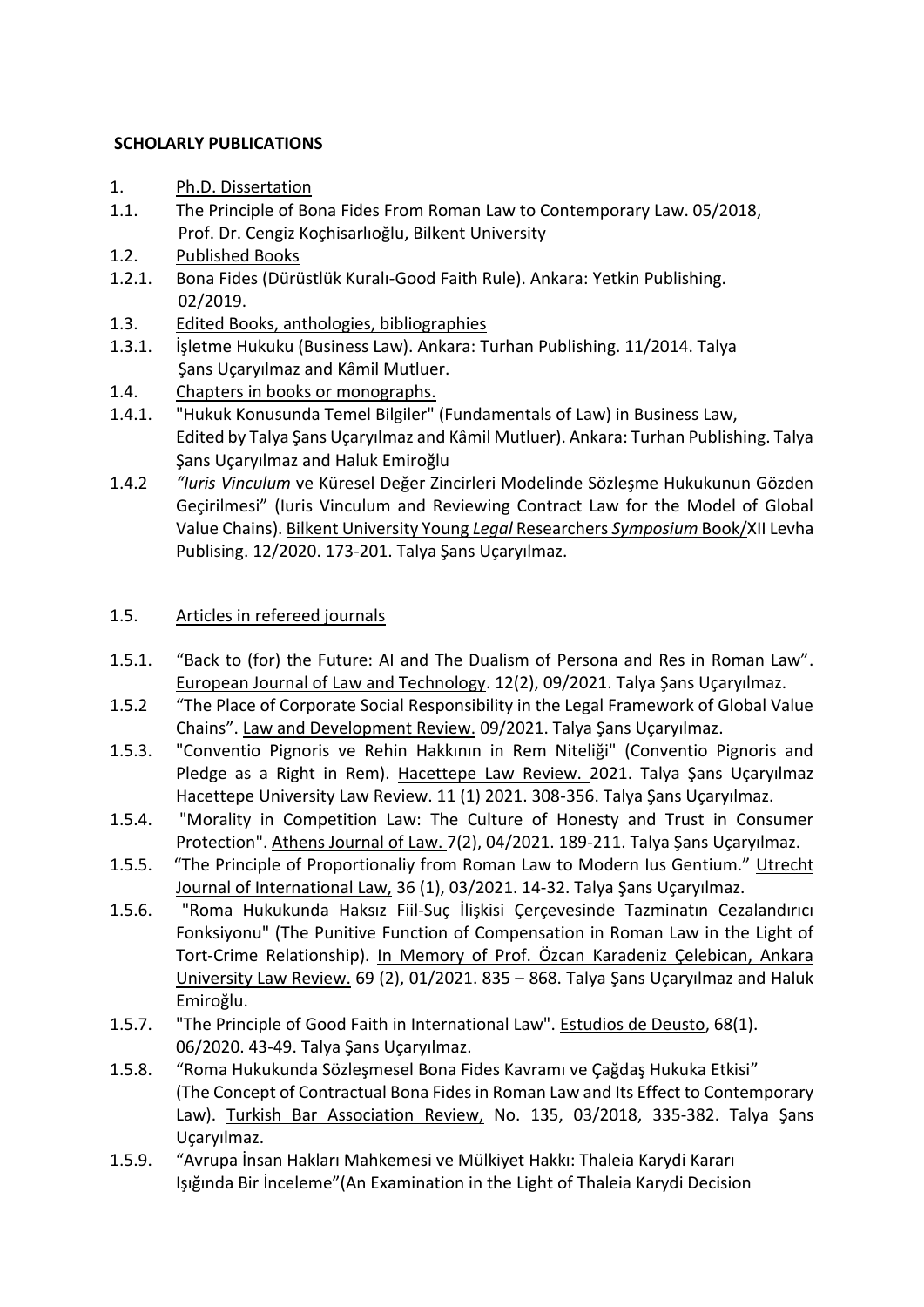**SCHOLARLY PUBLICATIONS**

1. Ph.D. Dissertation

1.1. The Principle of Bona Fides From Roman Law to Contemporary Law. 05/2018, Prof. Dr. Cengiz Koçhisarlıoğlu, Bilkent University

1.2. Published Books

1.2.1. Bona Fides (Dürüstlük Kuralı-Good Faith Rule). Ankara: Yetkin Publishing. 02/2019.

1.3. Edited Books, anthologies, bibliographies

1.3.1. İşletme Hukuku (Business Law). Ankara: Turhan Publishing. 11/2014. Talya Şans Uçaryılmaz and Kâmil Mutluer.

1.4. Chapters in books or monographs.

1.4.1. "Hukuk Konusunda Temel Bilgiler" (Fundamentals of Law) in Business Law, Edited by Talya Şans Uçaryılmaz and Kâmil Mutluer). Ankara: Turhan Publishing. Talya Şans Uçaryılmaz and Haluk Emiroğlu

1.4.2 *"Iuris Vinculum* ve Küresel Değer Zincirleri Modelinde Sözleşme Hukukunun Gözden Geçirilmesi" (Iuris Vinculum and Reviewing Contract Law for the Model of Global Value Chains). Bilkent University Young *Legal* Researchers *Symposium* Book/XII Levha Publising. 12/2020. 173-201. Talya Şans Uçaryılmaz.

1.5. Articles in refereed journals

1.5.1. "Back to (for) the Future: AI and The Dualism of Persona and Res in Roman Law". European Journal of Law and Technology. 12(2), 09/2021. Talya Şans Uçaryılmaz.

1.5.2 "The Place of Corporate Social Responsibility in the Legal Framework of Global Value Chains". Law and Development Review. 09/2021. Talya Şans Uçaryılmaz.

1.5.3. "Conventio Pignoris ve Rehin Hakkının in Rem Niteliği" (Conventio Pignoris and Pledge as a Right in Rem). Hacettepe Law Review. 2021. Talya Şans Uçaryılmaz Hacettepe University Law Review. 11 (1) 2021. 308-356. Talya Şans Uçaryılmaz.

1.5.4. "Morality in Competition Law: The Culture of Honesty and Trust in Consumer Protection". Athens Journal of Law. 7(2), 04/2021. 189-211. Talya Şans Uçaryılmaz.

1.5.5. "The Principle of Proportionaliy from Roman Law to Modern Ius Gentium." Utrecht Journal of International Law, 36 (1), 03/2021. 14-32. Talya Şans Uçaryılmaz.

1.5.6. "Roma Hukukunda Haksız Fiil-Suç İlişkisi Çerçevesinde Tazminatın Cezalandırıcı Fonksiyonu" (The Punitive Function of Compensation in Roman Law in the Light of Tort-Crime Relationship). In Memory of Prof. Özcan Karadeniz Çelebican, Ankara University Law Review. 69 (2), 01/2021. 835 – 868. Talya Şans Uçaryılmaz and Haluk Emiroğlu.

1.5.7. "The Principle of Good Faith in International Law". Estudios de Deusto, 68(1). 06/2020. 43-49. Talya Şans Uçaryılmaz.

1.5.8. "Roma Hukukunda Sözleşmesel Bona Fides Kavramı ve Çağdaş Hukuka Etkisi" (The Concept of Contractual Bona Fides in Roman Law and Its Effect to Contemporary Law). Turkish Bar Association Review, No. 135, 03/2018, 335-382. Talya Şans Uçaryılmaz.

1.5.9. "Avrupa İnsan Hakları Mahkemesi ve Mülkiyet Hakkı: Thaleia Karydi Kararı Işığında Bir İnceleme"(An Examination in the Light of Thaleia Karydi Decision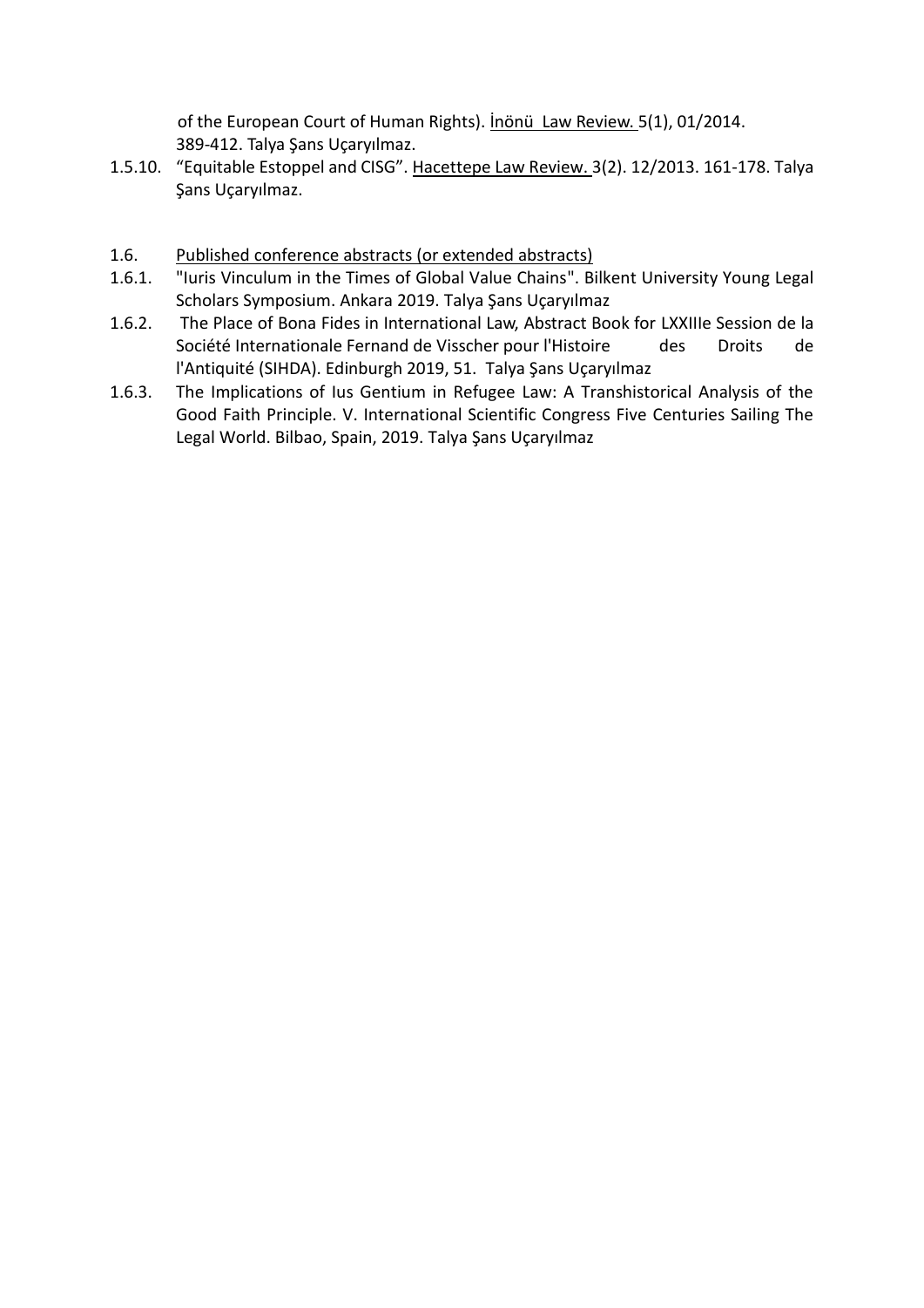of the European Court of Human Rights). İnönü Law Review. 5(1), 01/2014. 389-412. Talya Şans Uçaryılmaz.

1.5.10. "Equitable Estoppel and CISG". Hacettepe Law Review. 3(2). 12/2013. 161-178. Talya Şans Uçaryılmaz.

1.6. Published conference abstracts (or extended abstracts)

1.6.1. "Iuris Vinculum in the Times of Global Value Chains". Bilkent University Young Legal Scholars Symposium. Ankara 2019. Talya Şans Uçaryılmaz

1.6.2. The Place of Bona Fides in International Law, Abstract Book for LXXIIIe Session de la Société Internationale Fernand de Visscher pour l'Histoire des Droits de l'Antiquité (SIHDA). Edinburgh 2019, 51. Talya Şans Uçaryılmaz

1.6.3. The Implications of Ius Gentium in Refugee Law: A Transhistorical Analysis of the Good Faith Principle. V. International Scientific Congress Five Centuries Sailing The Legal World. Bilbao, Spain, 2019. Talya Şans Uçaryılmaz